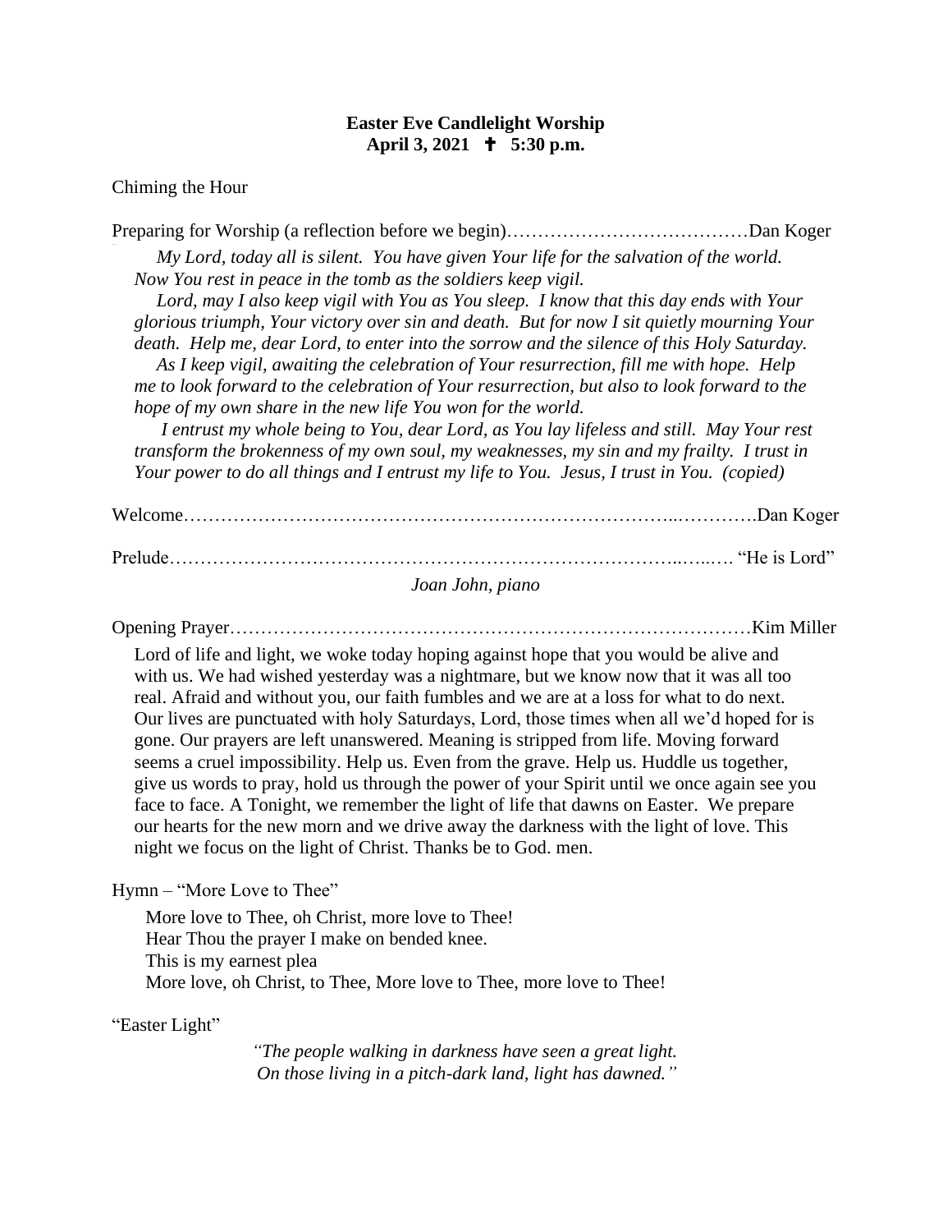**Easter Eve Candlelight Worship**
**April 3, 2021 ✝ 5:30 p.m.**

Chiming the Hour

Preparing for Worship (a reflection before we begin)…………………………………Dan Koger

*My Lord, today all is silent. You have given Your life for the salvation of the world. Now You rest in peace in the tomb as the soldiers keep vigil.*

*Lord, may I also keep vigil with You as You sleep. I know that this day ends with Your glorious triumph, Your victory over sin and death. But for now I sit quietly mourning Your death. Help me, dear Lord, to enter into the sorrow and the silence of this Holy Saturday.*

*As I keep vigil, awaiting the celebration of Your resurrection, fill me with hope. Help me to look forward to the celebration of Your resurrection, but also to look forward to the hope of my own share in the new life You won for the world.*

*I entrust my whole being to You, dear Lord, as You lay lifeless and still. May Your rest transform the brokenness of my own soul, my weaknesses, my sin and my frailty. I trust in Your power to do all things and I entrust my life to You. Jesus, I trust in You. (copied)*

Welcome…………………………………………………………………..………….Dan Koger

Prelude………………………………………………………………………..…..…. "He is Lord"

*Joan John, piano*

Opening Prayer………………………………………………………………………Kim Miller

Lord of life and light, we woke today hoping against hope that you would be alive and with us. We had wished yesterday was a nightmare, but we know now that it was all too real. Afraid and without you, our faith fumbles and we are at a loss for what to do next. Our lives are punctuated with holy Saturdays, Lord, those times when all we'd hoped for is gone. Our prayers are left unanswered. Meaning is stripped from life. Moving forward seems a cruel impossibility. Help us. Even from the grave. Help us. Huddle us together, give us words to pray, hold us through the power of your Spirit until we once again see you face to face. A Tonight, we remember the light of life that dawns on Easter. We prepare our hearts for the new morn and we drive away the darkness with the light of love. This night we focus on the light of Christ. Thanks be to God. men.

Hymn – "More Love to Thee"

More love to Thee, oh Christ, more love to Thee!
Hear Thou the prayer I make on bended knee.
This is my earnest plea
More love, oh Christ, to Thee, More love to Thee, more love to Thee!

"Easter Light"

*"The people walking in darkness have seen a great light.*
*On those living in a pitch-dark land, light has dawned."*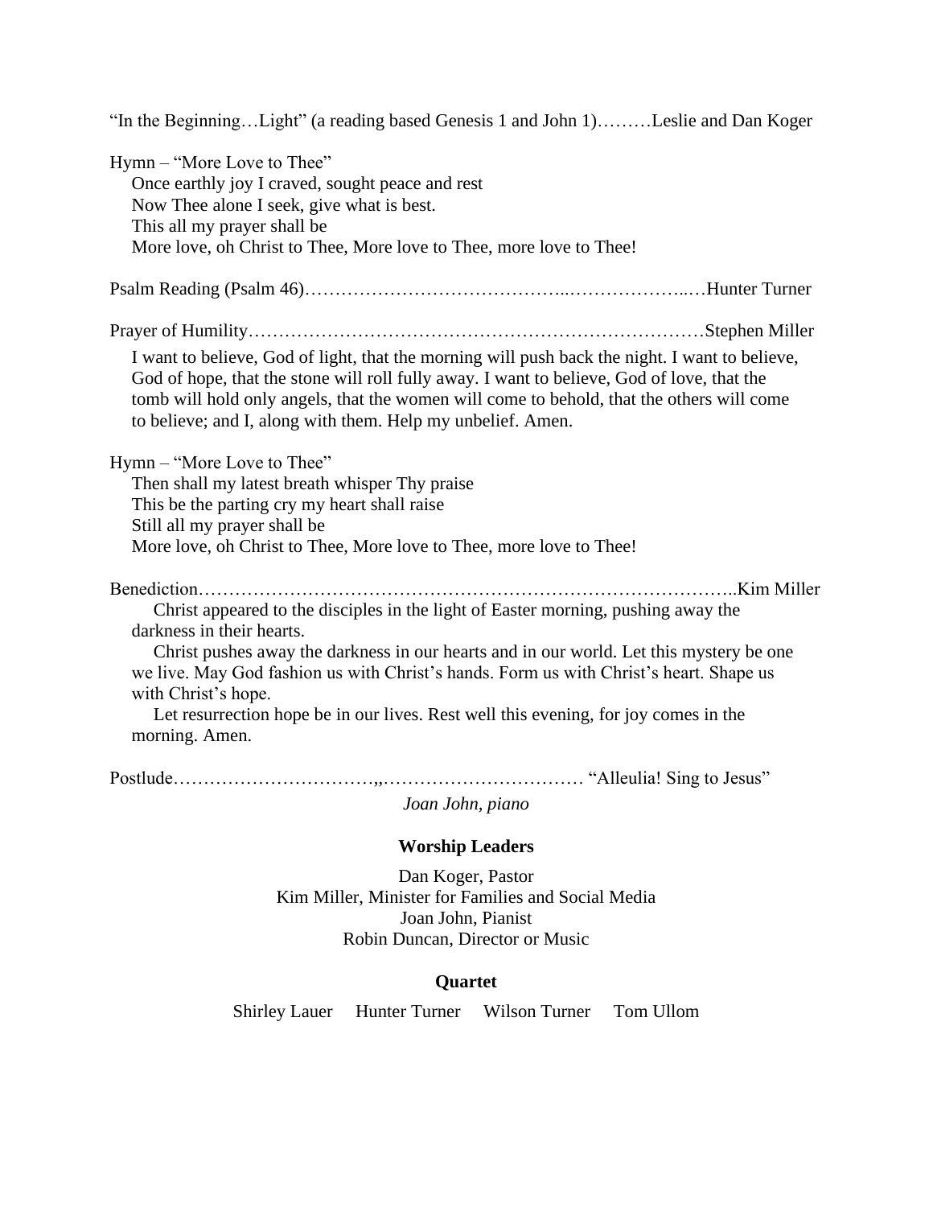"In the Beginning…Light" (a reading based Genesis 1 and John 1)………Leslie and Dan Koger

Hymn – "More Love to Thee"

Once earthly joy I craved, sought peace and rest
Now Thee alone I seek, give what is best.
This all my prayer shall be
More love, oh Christ to Thee, More love to Thee, more love to Thee!

Psalm Reading (Psalm 46)…………………………………...………………..…Hunter Turner

Prayer of Humility…………………………………………………………………Stephen Miller

I want to believe, God of light, that the morning will push back the night. I want to believe, God of hope, that the stone will roll fully away. I want to believe, God of love, that the tomb will hold only angels, that the women will come to behold, that the others will come to believe; and I, along with them. Help my unbelief. Amen.

Hymn – "More Love to Thee"

Then shall my latest breath whisper Thy praise
This be the parting cry my heart shall raise
Still all my prayer shall be
More love, oh Christ to Thee, More love to Thee, more love to Thee!

Benediction……………………………………………………………………………..Kim Miller

Christ appeared to the disciples in the light of Easter morning, pushing away the darkness in their hearts.

Christ pushes away the darkness in our hearts and in our world. Let this mystery be one we live. May God fashion us with Christ's hands. Form us with Christ's heart. Shape us with Christ's hope.

Let resurrection hope be in our lives. Rest well this evening, for joy comes in the morning. Amen.

Postlude…………………………,,…………………………… "Alleulia! Sing to Jesus"

*Joan John, piano*

**Worship Leaders**

Dan Koger, Pastor
Kim Miller, Minister for Families and Social Media
Joan John, Pianist
Robin Duncan, Director or Music

**Quartet**

Shirley Lauer Hunter Turner Wilson Turner Tom Ullom